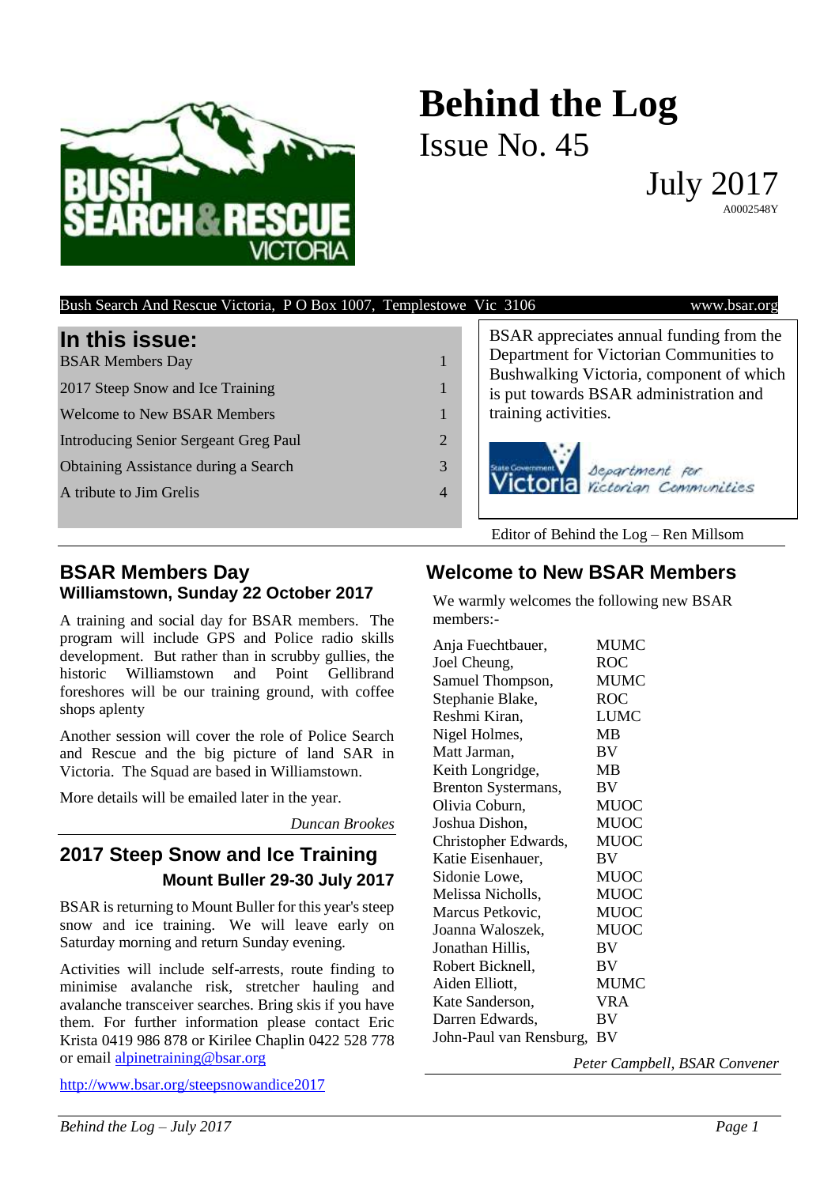# Behind the Log

Issue No. 45

July 2017

A0002548Y

Bush Search And Rescue Victoria, P O Box 1007, Templestowe Vic 3106 www.bsar.org

## In this issue:

| | |
|---|---|
| BSAR Members Day | 1 |
| 2017 Steep Snow and Ice Training | 1 |
| Welcome to New BSAR Members | 1 |
| Introducing Senior Sergeant Greg Paul | 2 |
| Obtaining Assistance during a Search | 3 |
| A tribute to Jim Grelis | 4 |

BSAR appreciates annual funding from the Department for Victorian Communities to Bushwalking Victoria, component of which is put towards BSAR administration and training activities.

State Government Victoria — Department for Victorian Communities

Editor of Behind the Log – Ren Millsom

## BSAR Members Day

### Williamstown, Sunday 22 October 2017

A training and social day for BSAR members. The program will include GPS and Police radio skills development. But rather than in scrubby gullies, the historic Williamstown and Point Gellibrand foreshores will be our training ground, with coffee shops aplenty

Another session will cover the role of Police Search and Rescue and the big picture of land SAR in Victoria. The Squad are based in Williamstown.

More details will be emailed later in the year.

*Duncan Brookes*

## 2017 Steep Snow and Ice Training

### Mount Buller 29-30 July 2017

BSAR is returning to Mount Buller for this year's steep snow and ice training. We will leave early on Saturday morning and return Sunday evening.

Activities will include self-arrests, route finding to minimise avalanche risk, stretcher hauling and avalanche transceiver searches. Bring skis if you have them. For further information please contact Eric Krista 0419 986 878 or Kirilee Chaplin 0422 528 778 or email alpinetraining@bsar.org

http://www.bsar.org/steepsnowandice2017

## Welcome to New BSAR Members

We warmly welcomes the following new BSAR members:-

| | |
|---|---|
| Anja Fuechtbauer, | MUMC |
| Joel Cheung, | ROC |
| Samuel Thompson, | MUMC |
| Stephanie Blake, | ROC |
| Reshmi Kiran, | LUMC |
| Nigel Holmes, | MB |
| Matt Jarman, | BV |
| Keith Longridge, | MB |
| Brenton Systermans, | BV |
| Olivia Coburn, | MUOC |
| Joshua Dishon, | MUOC |
| Christopher Edwards, | MUOC |
| Katie Eisenhauer, | BV |
| Sidonie Lowe, | MUOC |
| Melissa Nicholls, | MUOC |
| Marcus Petkovic, | MUOC |
| Joanna Waloszek, | MUOC |
| Jonathan Hillis, | BV |
| Robert Bicknell, | BV |
| Aiden Elliott, | MUMC |
| Kate Sanderson, | VRA |
| Darren Edwards, | BV |
| John-Paul van Rensburg, | BV |

*Peter Campbell, BSAR Convener*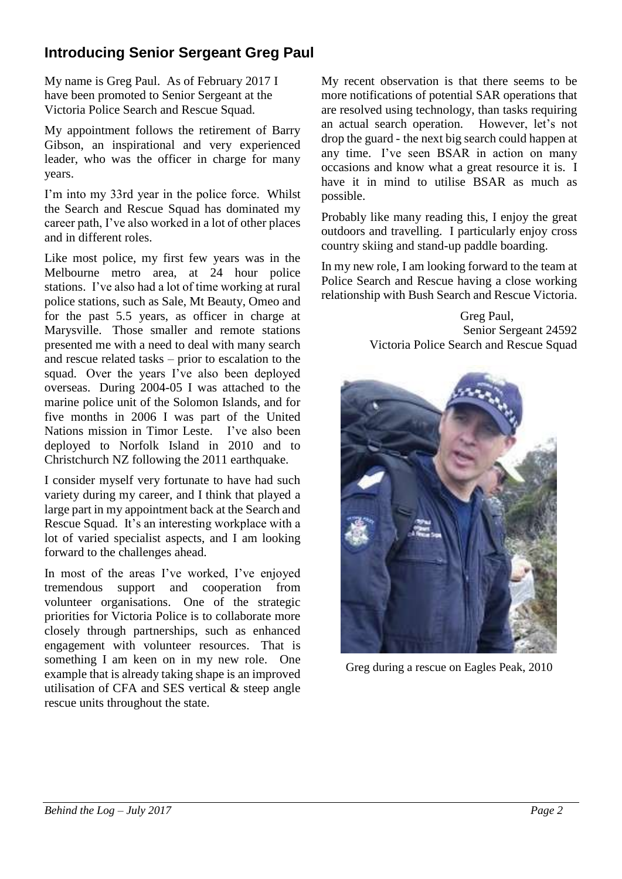## Introducing Senior Sergeant Greg Paul

My name is Greg Paul. As of February 2017 I have been promoted to Senior Sergeant at the Victoria Police Search and Rescue Squad.

My appointment follows the retirement of Barry Gibson, an inspirational and very experienced leader, who was the officer in charge for many years.

I'm into my 33rd year in the police force. Whilst the Search and Rescue Squad has dominated my career path, I've also worked in a lot of other places and in different roles.

Like most police, my first few years was in the Melbourne metro area, at 24 hour police stations. I've also had a lot of time working at rural police stations, such as Sale, Mt Beauty, Omeo and for the past 5.5 years, as officer in charge at Marysville. Those smaller and remote stations presented me with a need to deal with many search and rescue related tasks – prior to escalation to the squad. Over the years I've also been deployed overseas. During 2004-05 I was attached to the marine police unit of the Solomon Islands, and for five months in 2006 I was part of the United Nations mission in Timor Leste. I've also been deployed to Norfolk Island in 2010 and to Christchurch NZ following the 2011 earthquake.

I consider myself very fortunate to have had such variety during my career, and I think that played a large part in my appointment back at the Search and Rescue Squad. It's an interesting workplace with a lot of varied specialist aspects, and I am looking forward to the challenges ahead.

In most of the areas I've worked, I've enjoyed tremendous support and cooperation from volunteer organisations. One of the strategic priorities for Victoria Police is to collaborate more closely through partnerships, such as enhanced engagement with volunteer resources. That is something I am keen on in my new role. One example that is already taking shape is an improved utilisation of CFA and SES vertical & steep angle rescue units throughout the state.

My recent observation is that there seems to be more notifications of potential SAR operations that are resolved using technology, than tasks requiring an actual search operation. However, let's not drop the guard - the next big search could happen at any time. I've seen BSAR in action on many occasions and know what a great resource it is. I have it in mind to utilise BSAR as much as possible.

Probably like many reading this, I enjoy the great outdoors and travelling. I particularly enjoy cross country skiing and stand-up paddle boarding.

In my new role, I am looking forward to the team at Police Search and Rescue having a close working relationship with Bush Search and Rescue Victoria.

Greg Paul,
Senior Sergeant 24592
Victoria Police Search and Rescue Squad

Greg during a rescue on Eagles Peak, 2010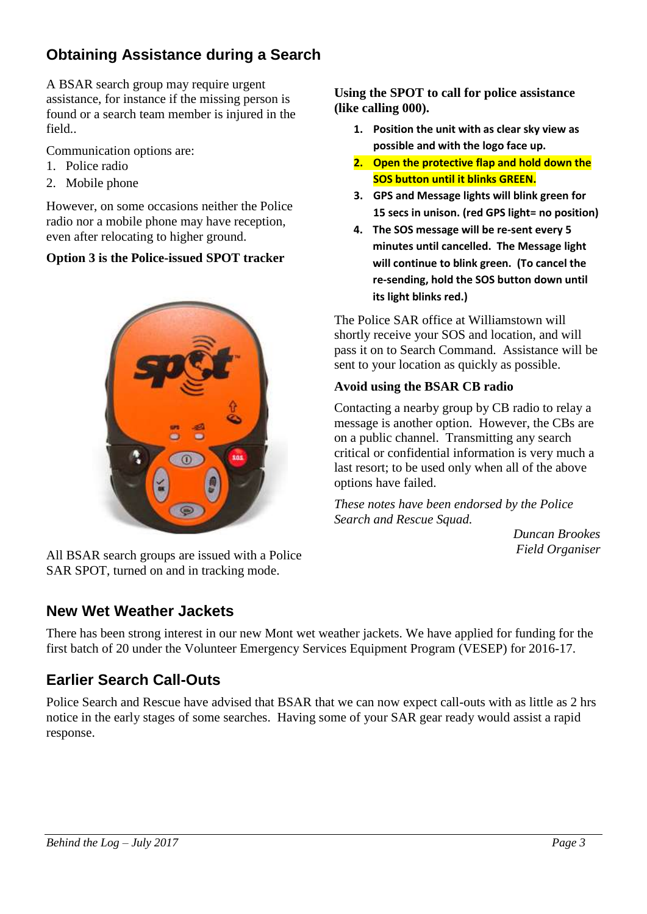## Obtaining Assistance during a Search

A BSAR search group may require urgent assistance, for instance if the missing person is found or a search team member is injured in the field..

Communication options are:

1. Police radio
2. Mobile phone

However, on some occasions neither the Police radio nor a mobile phone may have reception, even after relocating to higher ground.

**Option 3 is the Police-issued SPOT tracker**

All BSAR search groups are issued with a Police SAR SPOT, turned on and in tracking mode.

**Using the SPOT to call for police assistance (like calling 000).**

1. **Position the unit with as clear sky view as possible and with the logo face up.**
2. **Open the protective flap and hold down the SOS button until it blinks GREEN.**
3. **GPS and Message lights will blink green for 15 secs in unison. (red GPS light= no position)**
4. **The SOS message will be re-sent every 5 minutes until cancelled. The Message light will continue to blink green. (To cancel the re-sending, hold the SOS button down until its light blinks red.)**

The Police SAR office at Williamstown will shortly receive your SOS and location, and will pass it on to Search Command. Assistance will be sent to your location as quickly as possible.

**Avoid using the BSAR CB radio**

Contacting a nearby group by CB radio to relay a message is another option. However, the CBs are on a public channel. Transmitting any search critical or confidential information is very much a last resort; to be used only when all of the above options have failed.

*These notes have been endorsed by the Police Search and Rescue Squad.*

*Duncan Brookes*
*Field Organiser*

## New Wet Weather Jackets

There has been strong interest in our new Mont wet weather jackets. We have applied for funding for the first batch of 20 under the Volunteer Emergency Services Equipment Program (VESEP) for 2016-17.

## Earlier Search Call-Outs

Police Search and Rescue have advised that BSAR that we can now expect call-outs with as little as 2 hrs notice in the early stages of some searches. Having some of your SAR gear ready would assist a rapid response.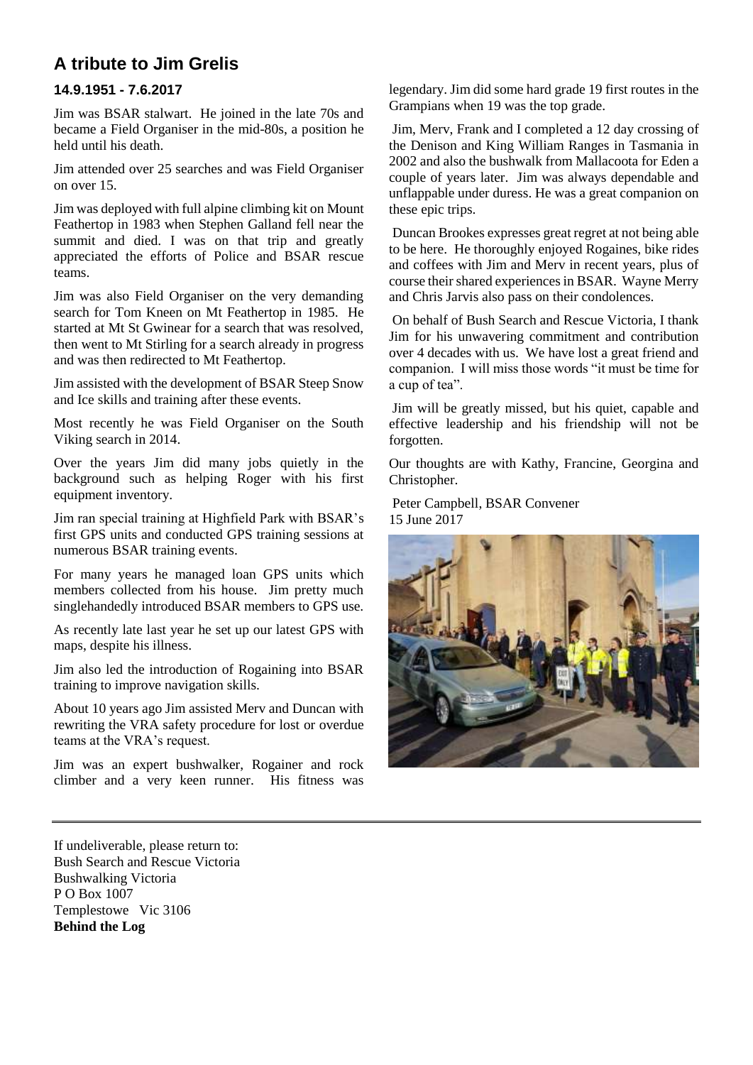## A tribute to Jim Grelis

### 14.9.1951 - 7.6.2017

Jim was BSAR stalwart. He joined in the late 70s and became a Field Organiser in the mid-80s, a position he held until his death.

Jim attended over 25 searches and was Field Organiser on over 15.

Jim was deployed with full alpine climbing kit on Mount Feathertop in 1983 when Stephen Galland fell near the summit and died. I was on that trip and greatly appreciated the efforts of Police and BSAR rescue teams.

Jim was also Field Organiser on the very demanding search for Tom Kneen on Mt Feathertop in 1985. He started at Mt St Gwinear for a search that was resolved, then went to Mt Stirling for a search already in progress and was then redirected to Mt Feathertop.

Jim assisted with the development of BSAR Steep Snow and Ice skills and training after these events.

Most recently he was Field Organiser on the South Viking search in 2014.

Over the years Jim did many jobs quietly in the background such as helping Roger with his first equipment inventory.

Jim ran special training at Highfield Park with BSAR's first GPS units and conducted GPS training sessions at numerous BSAR training events.

For many years he managed loan GPS units which members collected from his house. Jim pretty much singlehandedly introduced BSAR members to GPS use.

As recently late last year he set up our latest GPS with maps, despite his illness.

Jim also led the introduction of Rogaining into BSAR training to improve navigation skills.

About 10 years ago Jim assisted Merv and Duncan with rewriting the VRA safety procedure for lost or overdue teams at the VRA's request.

Jim was an expert bushwalker, Rogainer and rock climber and a very keen runner. His fitness was legendary. Jim did some hard grade 19 first routes in the Grampians when 19 was the top grade.

Jim, Merv, Frank and I completed a 12 day crossing of the Denison and King William Ranges in Tasmania in 2002 and also the bushwalk from Mallacoota for Eden a couple of years later. Jim was always dependable and unflappable under duress. He was a great companion on these epic trips.

Duncan Brookes expresses great regret at not being able to be here. He thoroughly enjoyed Rogaines, bike rides and coffees with Jim and Merv in recent years, plus of course their shared experiences in BSAR. Wayne Merry and Chris Jarvis also pass on their condolences.

On behalf of Bush Search and Rescue Victoria, I thank Jim for his unwavering commitment and contribution over 4 decades with us. We have lost a great friend and companion. I will miss those words "it must be time for a cup of tea".

Jim will be greatly missed, but his quiet, capable and effective leadership and his friendship will not be forgotten.

Our thoughts are with Kathy, Francine, Georgina and Christopher.

Peter Campbell, BSAR Convener
15 June 2017

---

If undeliverable, please return to:
Bush Search and Rescue Victoria
Bushwalking Victoria
P O Box 1007
Templestowe Vic 3106
**Behind the Log**